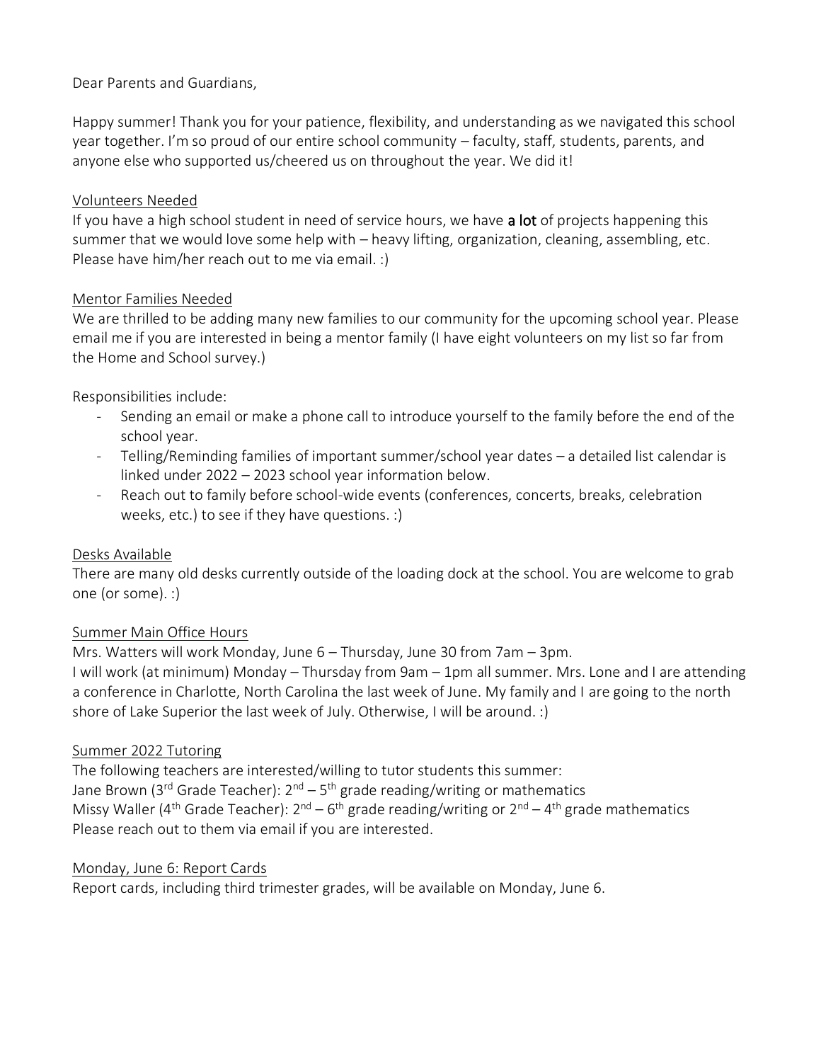Dear Parents and Guardians,

Happy summer! Thank you for your patience, flexibility, and understanding as we navigated this school year together. I'm so proud of our entire school community – faculty, staff, students, parents, and anyone else who supported us/cheered us on throughout the year. We did it!

<u>Volunteers Needed</u>

If you have a high school student in need of service hours, we have **a lot** of projects happening this summer that we would love some help with – heavy lifting, organization, cleaning, assembling, etc. Please have him/her reach out to me via email. :)

<u>Mentor Families Needed</u>

We are thrilled to be adding many new families to our community for the upcoming school year. Please email me if you are interested in being a mentor family (I have eight volunteers on my list so far from the Home and School survey.)

Responsibilities include:

- Sending an email or make a phone call to introduce yourself to the family before the end of the school year.
- Telling/Reminding families of important summer/school year dates – a detailed list calendar is linked under 2022 – 2023 school year information below.
- Reach out to family before school-wide events (conferences, concerts, breaks, celebration weeks, etc.) to see if they have questions. :)

<u>Desks Available</u>

There are many old desks currently outside of the loading dock at the school. You are welcome to grab one (or some). :)

<u>Summer Main Office Hours</u>

Mrs. Watters will work Monday, June 6 – Thursday, June 30 from 7am – 3pm.
I will work (at minimum) Monday – Thursday from 9am – 1pm all summer. Mrs. Lone and I are attending a conference in Charlotte, North Carolina the last week of June. My family and I are going to the north shore of Lake Superior the last week of July. Otherwise, I will be around. :)

<u>Summer 2022 Tutoring</u>

The following teachers are interested/willing to tutor students this summer:
Jane Brown (3rd Grade Teacher): 2nd – 5th grade reading/writing or mathematics
Missy Waller (4th Grade Teacher): 2nd – 6th grade reading/writing or 2nd – 4th grade mathematics
Please reach out to them via email if you are interested.

<u>Monday, June 6: Report Cards</u>

Report cards, including third trimester grades, will be available on Monday, June 6.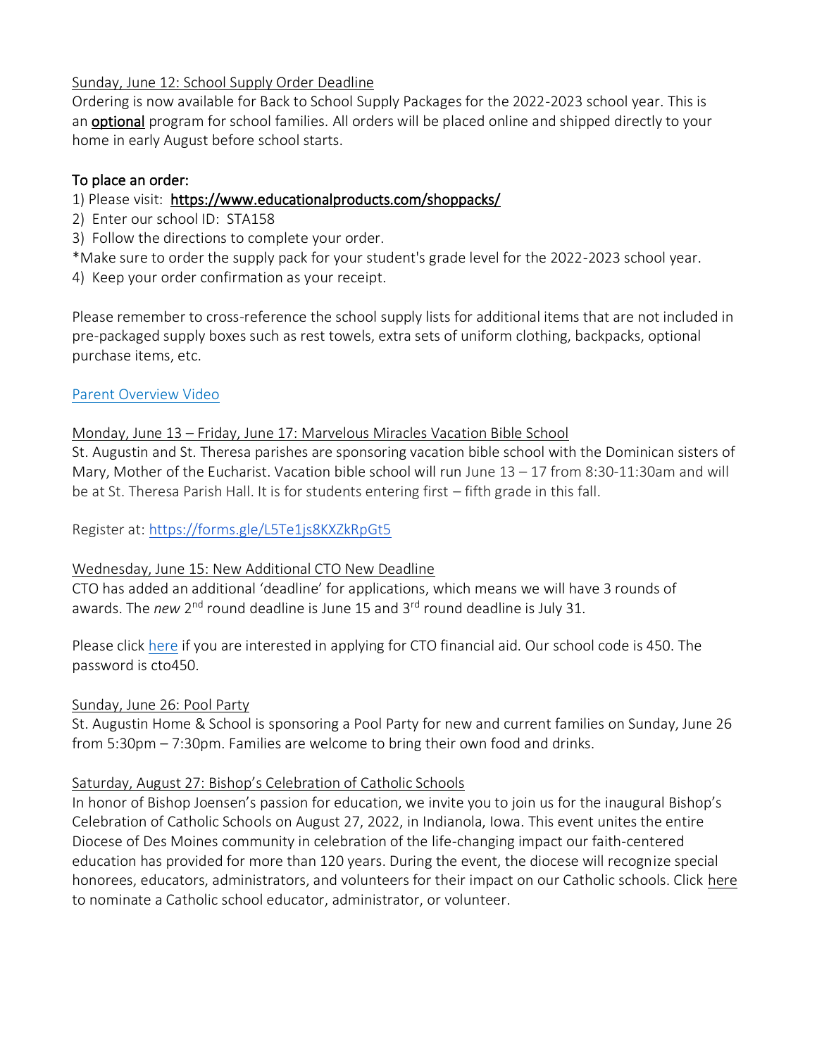Sunday, June 12: School Supply Order Deadline

Ordering is now available for Back to School Supply Packages for the 2022-2023 school year. This is an **optional** program for school families. All orders will be placed online and shipped directly to your home in early August before school starts.

To place an order:

1) Please visit: **https://www.educationalproducts.com/shoppacks/**
2) Enter our school ID: STA158
3) Follow the directions to complete your order.

*Make sure to order the supply pack for your student's grade level for the 2022-2023 school year.

4) Keep your order confirmation as your receipt.

Please remember to cross-reference the school supply lists for additional items that are not included in pre-packaged supply boxes such as rest towels, extra sets of uniform clothing, backpacks, optional purchase items, etc.

Parent Overview Video

Monday, June 13 – Friday, June 17: Marvelous Miracles Vacation Bible School

St. Augustin and St. Theresa parishes are sponsoring vacation bible school with the Dominican sisters of Mary, Mother of the Eucharist. Vacation bible school will run June 13 – 17 from 8:30-11:30am and will be at St. Theresa Parish Hall. It is for students entering first – fifth grade in this fall.

Register at: https://forms.gle/L5Te1js8KXZkRpGt5

Wednesday, June 15: New Additional CTO New Deadline

CTO has added an additional 'deadline' for applications, which means we will have 3 rounds of awards. The *new* 2nd round deadline is June 15 and 3rd round deadline is July 31.

Please click here if you are interested in applying for CTO financial aid. Our school code is 450. The password is cto450.

Sunday, June 26: Pool Party

St. Augustin Home & School is sponsoring a Pool Party for new and current families on Sunday, June 26 from 5:30pm – 7:30pm. Families are welcome to bring their own food and drinks.

Saturday, August 27: Bishop's Celebration of Catholic Schools

In honor of Bishop Joensen's passion for education, we invite you to join us for the inaugural Bishop's Celebration of Catholic Schools on August 27, 2022, in Indianola, Iowa. This event unites the entire Diocese of Des Moines community in celebration of the life-changing impact our faith-centered education has provided for more than 120 years. During the event, the diocese will recognize special honorees, educators, administrators, and volunteers for their impact on our Catholic schools. Click here to nominate a Catholic school educator, administrator, or volunteer.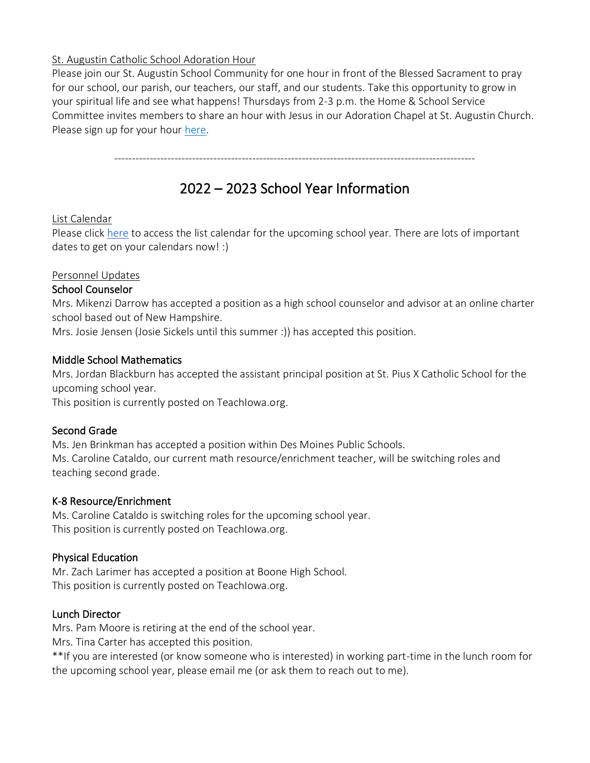St. Augustin Catholic School Adoration Hour

Please join our St. Augustin School Community for one hour in front of the Blessed Sacrament to pray for our school, our parish, our teachers, our staff, and our students. Take this opportunity to grow in your spiritual life and see what happens! Thursdays from 2-3 p.m. the Home & School Service Committee invites members to share an hour with Jesus in our Adoration Chapel at St. Augustin Church. Please sign up for your hour here.

----------------------------------------------------------------------------------------------------

# 2022 – 2023 School Year Information

List Calendar

Please click here to access the list calendar for the upcoming school year. There are lots of important dates to get on your calendars now! :)

Personnel Updates

### School Counselor

Mrs. Mikenzi Darrow has accepted a position as a high school counselor and advisor at an online charter school based out of New Hampshire.
Mrs. Josie Jensen (Josie Sickels until this summer :)) has accepted this position.

### Middle School Mathematics

Mrs. Jordan Blackburn has accepted the assistant principal position at St. Pius X Catholic School for the upcoming school year.
This position is currently posted on TeachIowa.org.

### Second Grade

Ms. Jen Brinkman has accepted a position within Des Moines Public Schools.
Ms. Caroline Cataldo, our current math resource/enrichment teacher, will be switching roles and teaching second grade.

### K-8 Resource/Enrichment

Ms. Caroline Cataldo is switching roles for the upcoming school year.
This position is currently posted on TeachIowa.org.

### Physical Education

Mr. Zach Larimer has accepted a position at Boone High School.
This position is currently posted on TeachIowa.org.

### Lunch Director

Mrs. Pam Moore is retiring at the end of the school year.
Mrs. Tina Carter has accepted this position.
**If you are interested (or know someone who is interested) in working part-time in the lunch room for the upcoming school year, please email me (or ask them to reach out to me).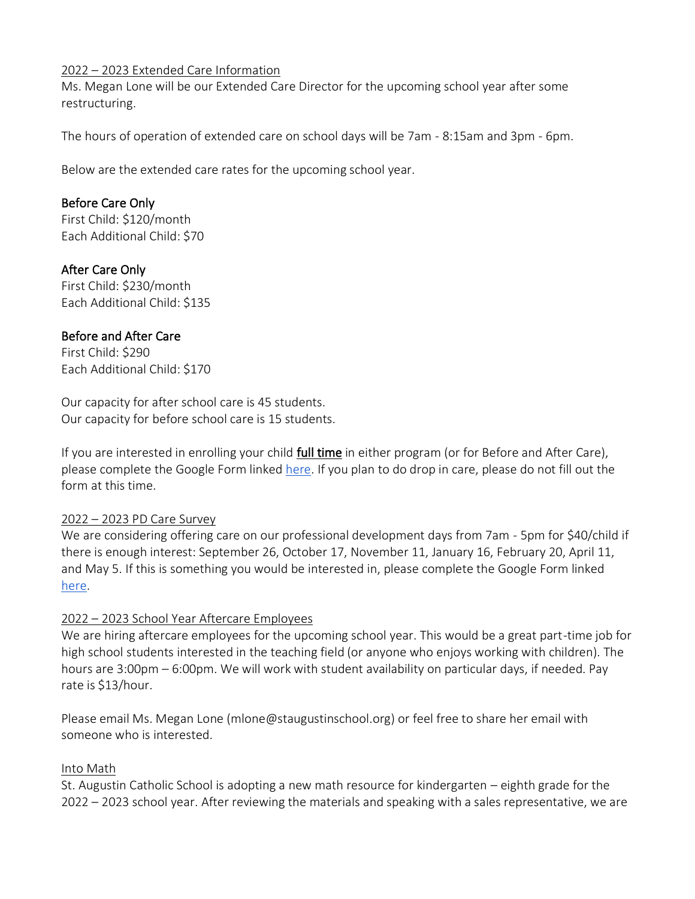2022 – 2023 Extended Care Information

Ms. Megan Lone will be our Extended Care Director for the upcoming school year after some restructuring.

The hours of operation of extended care on school days will be 7am - 8:15am and 3pm - 6pm.

Below are the extended care rates for the upcoming school year.

Before Care Only
First Child: $120/month
Each Additional Child: $70

After Care Only
First Child: $230/month
Each Additional Child: $135

Before and After Care
First Child: $290
Each Additional Child: $170

Our capacity for after school care is 45 students.
Our capacity for before school care is 15 students.

If you are interested in enrolling your child **full time** in either program (or for Before and After Care), please complete the Google Form linked here. If you plan to do drop in care, please do not fill out the form at this time.

2022 – 2023 PD Care Survey

We are considering offering care on our professional development days from 7am - 5pm for $40/child if there is enough interest: September 26, October 17, November 11, January 16, February 20, April 11, and May 5. If this is something you would be interested in, please complete the Google Form linked here.

2022 – 2023 School Year Aftercare Employees

We are hiring aftercare employees for the upcoming school year. This would be a great part-time job for high school students interested in the teaching field (or anyone who enjoys working with children). The hours are 3:00pm – 6:00pm. We will work with student availability on particular days, if needed. Pay rate is $13/hour.

Please email Ms. Megan Lone (mlone@staugustinschool.org) or feel free to share her email with someone who is interested.

Into Math

St. Augustin Catholic School is adopting a new math resource for kindergarten – eighth grade for the 2022 – 2023 school year. After reviewing the materials and speaking with a sales representative, we are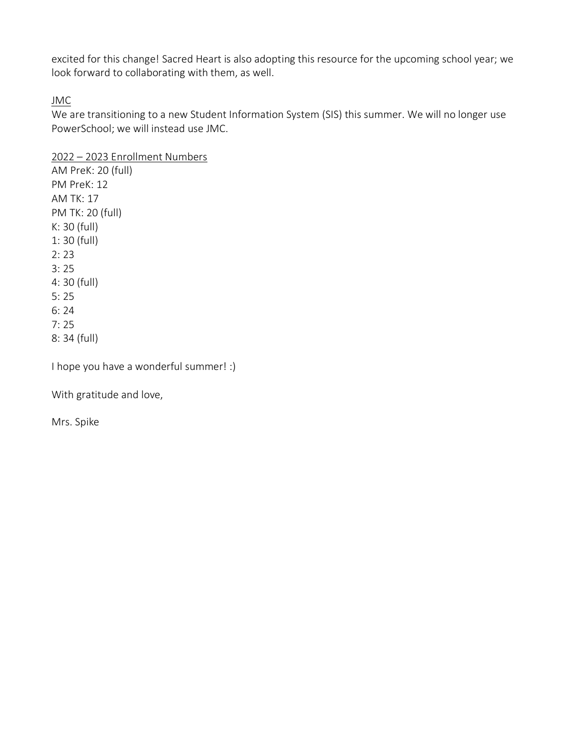excited for this change! Sacred Heart is also adopting this resource for the upcoming school year; we look forward to collaborating with them, as well.

JMC

We are transitioning to a new Student Information System (SIS) this summer. We will no longer use PowerSchool; we will instead use JMC.

2022 – 2023 Enrollment Numbers

AM PreK: 20 (full)
PM PreK: 12
AM TK: 17
PM TK: 20 (full)
K: 30 (full)
1: 30 (full)
2: 23
3: 25
4: 30 (full)
5: 25
6: 24
7: 25
8: 34 (full)

I hope you have a wonderful summer! :)

With gratitude and love,

Mrs. Spike